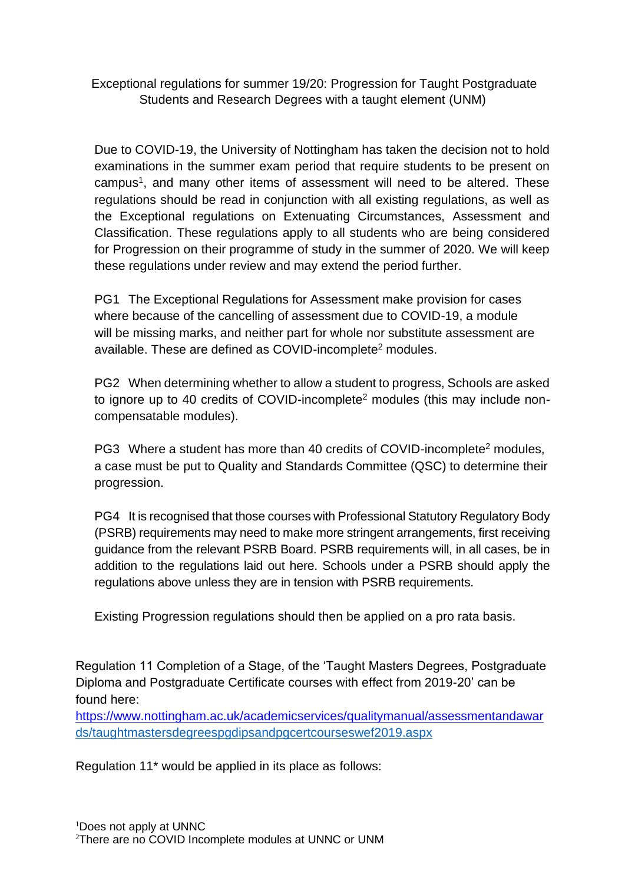Exceptional regulations for summer 19/20: Progression for Taught Postgraduate Students and Research Degrees with a taught element (UNM)

Due to COVID-19, the University of Nottingham has taken the decision not to hold examinations in the summer exam period that require students to be present on campus[1], and many other items of assessment will need to be altered. These regulations should be read in conjunction with all existing regulations, as well as the Exceptional regulations on Extenuating Circumstances, Assessment and Classification. These regulations apply to all students who are being considered for Progression on their programme of study in the summer of 2020. We will keep these regulations under review and may extend the period further.

PG1 The Exceptional Regulations for Assessment make provision for cases where because of the cancelling of assessment due to COVID-19, a module will be missing marks, and neither part for whole nor substitute assessment are available. These are defined as COVID-incomplete[2] modules.

PG2 When determining whether to allow a student to progress, Schools are asked to ignore up to 40 credits of COVID-incomplete[2] modules (this may include non-compensatable modules).

PG3 Where a student has more than 40 credits of COVID-incomplete[2] modules, a case must be put to Quality and Standards Committee (QSC) to determine their progression.

PG4 It is recognised that those courses with Professional Statutory Regulatory Body (PSRB) requirements may need to make more stringent arrangements, first receiving guidance from the relevant PSRB Board. PSRB requirements will, in all cases, be in addition to the regulations laid out here. Schools under a PSRB should apply the regulations above unless they are in tension with PSRB requirements.

Existing Progression regulations should then be applied on a pro rata basis.

Regulation 11 Completion of a Stage, of the 'Taught Masters Degrees, Postgraduate Diploma and Postgraduate Certificate courses with effect from 2019-20' can be found here:
[https://www.nottingham.ac.uk/academicservices/qualitymanual/assessmentandawards/taughtmastersdegreespgdipsandpgcertcourseswef2019.aspx](https://www.nottingham.ac.uk/academicservices/qualitymanual/assessmentandawards/taughtmastersdegreespgdipsandpgcertcourseswef2019.aspx)

Regulation 11* would be applied in its place as follows:

[1] Does not apply at UNNC
[2] There are no COVID Incomplete modules at UNNC or UNM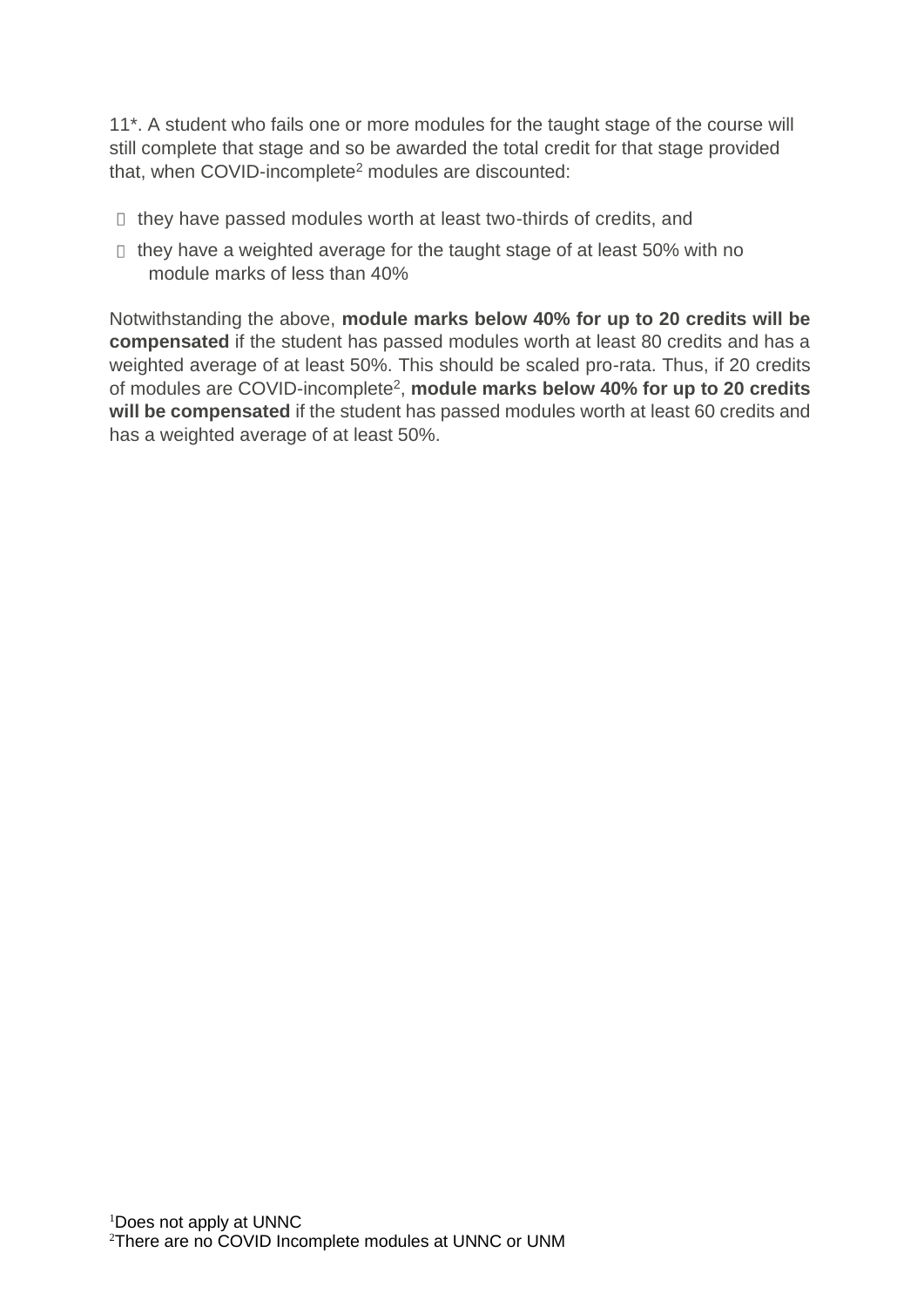11*. A student who fails one or more modules for the taught stage of the course will still complete that stage and so be awarded the total credit for that stage provided that, when COVID-incomplete[2] modules are discounted:

- they have passed modules worth at least two-thirds of credits, and
- they have a weighted average for the taught stage of at least 50% with no module marks of less than 40%

Notwithstanding the above, **module marks below 40% for up to 20 credits will be compensated** if the student has passed modules worth at least 80 credits and has a weighted average of at least 50%. This should be scaled pro-rata. Thus, if 20 credits of modules are COVID-incomplete[2], **module marks below 40% for up to 20 credits will be compensated** if the student has passed modules worth at least 60 credits and has a weighted average of at least 50%.

[1]Does not apply at UNNC
[2]There are no COVID Incomplete modules at UNNC or UNM